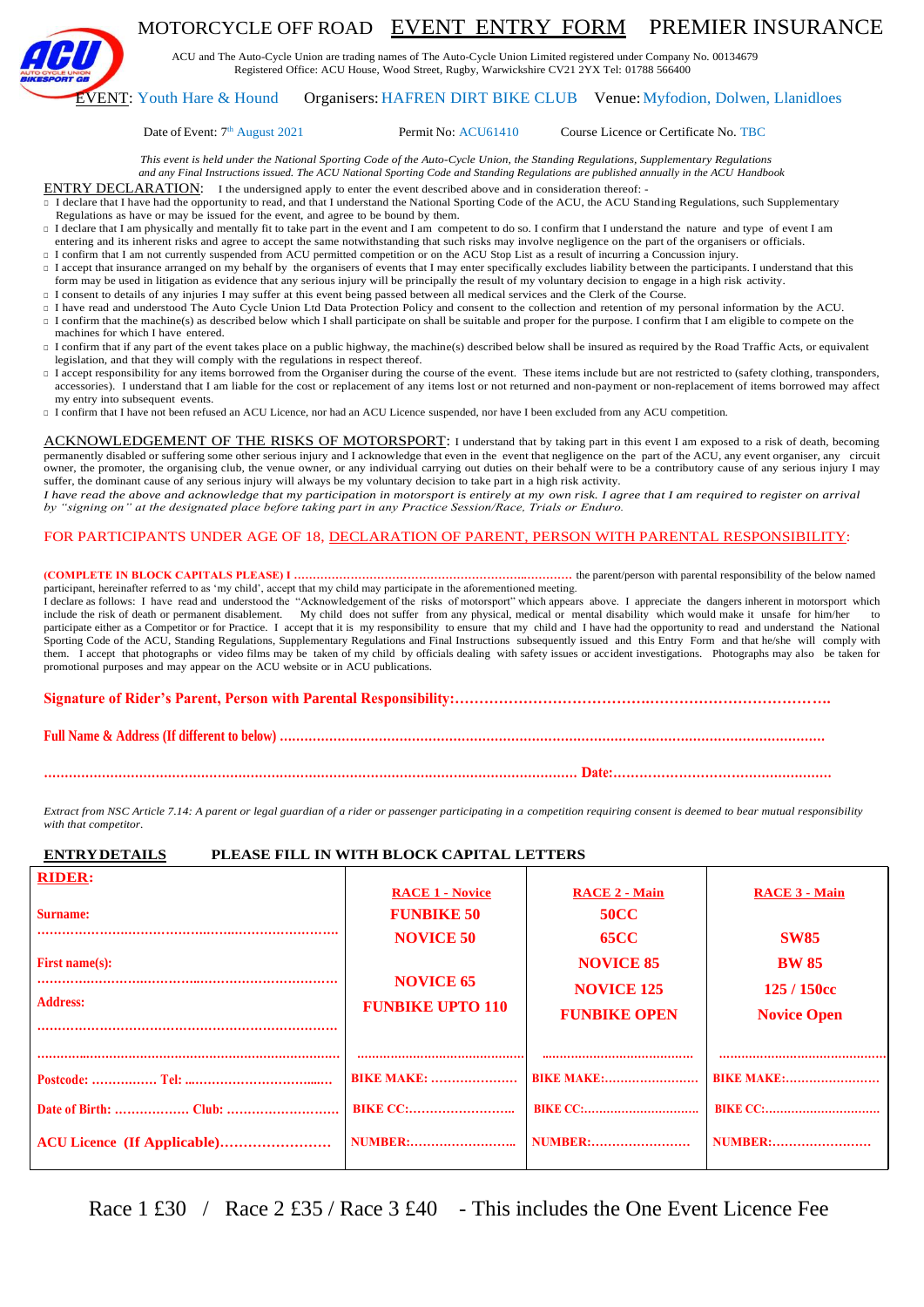# MOTORCYCLE OFF ROAD EVENT ENTRY FORM PREMIER INSURANCE

ACU and The Auto-Cycle Union are trading names of The Auto-Cycle Union Limited registered under Company No. 00134679
Registered Office: ACU House, Wood Street, Rugby, Warwickshire CV21 2YX Tel: 01788 566400

EVENT: Youth Hare & Hound Organisers: HAFREN DIRT BIKE CLUB Venue: Myfodion, Dolwen, Llanidloes

Date of Event: 7th August 2021 Permit No: ACU61410 Course Licence or Certificate No. TBC

*This event is held under the National Sporting Code of the Auto-Cycle Union, the Standing Regulations, Supplementary Regulations and any Final Instructions issued. The ACU National Sporting Code and Standing Regulations are published annually in the ACU Handbook*

ENTRY DECLARATION: I the undersigned apply to enter the event described above and in consideration thereof: -

- I declare that I have had the opportunity to read, and that I understand the National Sporting Code of the ACU, the ACU Standing Regulations, such Supplementary Regulations as have or may be issued for the event, and agree to be bound by them.
- I declare that I am physically and mentally fit to take part in the event and I am competent to do so. I confirm that I understand the nature and type of event I am entering and its inherent risks and agree to accept the same notwithstanding that such risks may involve negligence on the part of the organisers or officials.
- I confirm that I am not currently suspended from ACU permitted competition or on the ACU Stop List as a result of incurring a Concussion injury.
- I accept that insurance arranged on my behalf by the organisers of events that I may enter specifically excludes liability between the participants. I understand that this form may be used in litigation as evidence that any serious injury will be principally the result of my voluntary decision to engage in a high risk activity.
- I consent to details of any injuries I may suffer at this event being passed between all medical services and the Clerk of the Course.
- I have read and understood The Auto Cycle Union Ltd Data Protection Policy and consent to the collection and retention of my personal information by the ACU.
- I confirm that the machine(s) as described below which I shall participate on shall be suitable and proper for the purpose. I confirm that I am eligible to compete on the machines for which I have entered.
- I confirm that if any part of the event takes place on a public highway, the machine(s) described below shall be insured as required by the Road Traffic Acts, or equivalent legislation, and that they will comply with the regulations in respect thereof.
- I accept responsibility for any items borrowed from the Organiser during the course of the event. These items include but are not restricted to (safety clothing, transponders, accessories). I understand that I am liable for the cost or replacement of any items lost or not returned and non-payment or non-replacement of items borrowed may affect my entry into subsequent events.
- I confirm that I have not been refused an ACU Licence, nor had an ACU Licence suspended, nor have I been excluded from any ACU competition.

ACKNOWLEDGEMENT OF THE RISKS OF MOTORSPORT: I understand that by taking part in this event I am exposed to a risk of death, becoming permanently disabled or suffering some other serious injury and I acknowledge that even in the event that negligence on the part of the ACU, any event organiser, any circuit owner, the promoter, the organising club, the venue owner, or any individual carrying out duties on their behalf were to be a contributory cause of any serious injury I may suffer, the dominant cause of any serious injury will always be my voluntary decision to take part in a high risk activity.
*I have read the above and acknowledge that my participation in motorsport is entirely at my own risk. I agree that I am required to register on arrival by "signing on" at the designated place before taking part in any Practice Session/Race, Trials or Enduro.*

FOR PARTICIPANTS UNDER AGE OF 18, DECLARATION OF PARENT, PERSON WITH PARENTAL RESPONSIBILITY:

**(COMPLETE IN BLOCK CAPITALS PLEASE) I ……………………………………………………………** the parent/person with parental responsibility of the below named participant, hereinafter referred to as 'my child', accept that my child may participate in the aforementioned meeting.
I declare as follows: I have read and understood the "Acknowledgement of the risks of motorsport" which appears above. I appreciate the dangers inherent in motorsport which include the risk of death or permanent disablement. My child does not suffer from any physical, medical or mental disability which would make it unsafe for him/her to participate either as a Competitor or for Practice. I accept that it is my responsibility to ensure that my child and I have had the opportunity to read and understand the National Sporting Code of the ACU, Standing Regulations, Supplementary Regulations and Final Instructions subsequently issued and this Entry Form and that he/she will comply with them. I accept that photographs or video films may be taken of my child by officials dealing with safety issues or accident investigations. Photographs may also be taken for promotional purposes and may appear on the ACU website or in ACU publications.

**Signature of Rider's Parent, Person with Parental Responsibility:…………………………………………………………………**

**Full Name & Address (If different to below) ……………………………………………………………………………………**

**…………………………………………………………………………………… Date:……………………………………………**

*Extract from NSC Article 7.14: A parent or legal guardian of a rider or passenger participating in a competition requiring consent is deemed to bear mutual responsibility with that competitor.*

**ENTRY DETAILS** **PLEASE FILL IN WITH BLOCK CAPITAL LETTERS**

| RIDER: | RACE 1 - Novice | RACE 2 - Main | RACE 3 - Main |
|---|---|---|---|
| Surname: …………………………… | FUNBIKE 50<br>NOVICE 50 | 50CC<br>65CC | SW85 |
| First name(s): …………………………… | NOVICE 65 | NOVICE 85<br>NOVICE 125 | BW 85<br>125 / 150cc |
| Address: …………………………… | FUNBIKE UPTO 110 | FUNBIKE OPEN | Novice Open |
| …………………………… | …………………… | …………………… | …………………… |
| Postcode: …………… Tel: …………………… | BIKE MAKE: ………… | BIKE MAKE:………… | BIKE MAKE:………… |
| Date of Birth: ……………… Club: ……………… | BIKE CC:………… | BIKE CC:………… | BIKE CC:………… |
| ACU Licence (If Applicable)…………… | NUMBER:………… | NUMBER:………… | NUMBER:………… |

Race 1 £30 / Race 2 £35 / Race 3 £40 - This includes the One Event Licence Fee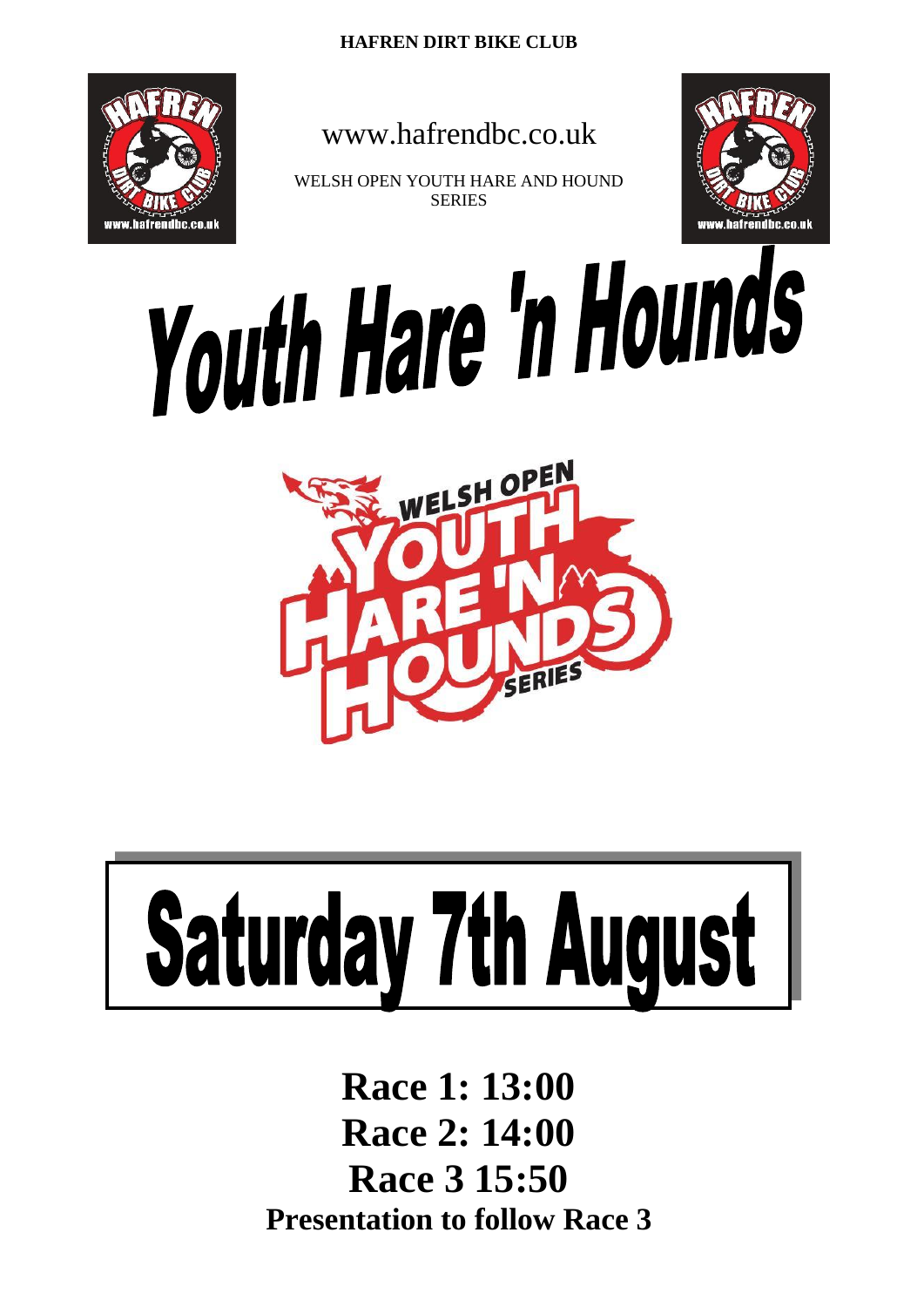HAFREN DIRT BIKE CLUB

www.hafrendbc.co.uk

WELSH OPEN YOUTH HARE AND HOUND SERIES

# Youth Hare 'n Hounds

WELSH OPEN YOUTH HARE 'N HOUNDS SERIES

# Saturday 7th August

**Race 1: 13:00**

**Race 2: 14:00**

**Race 3 15:50**

**Presentation to follow Race 3**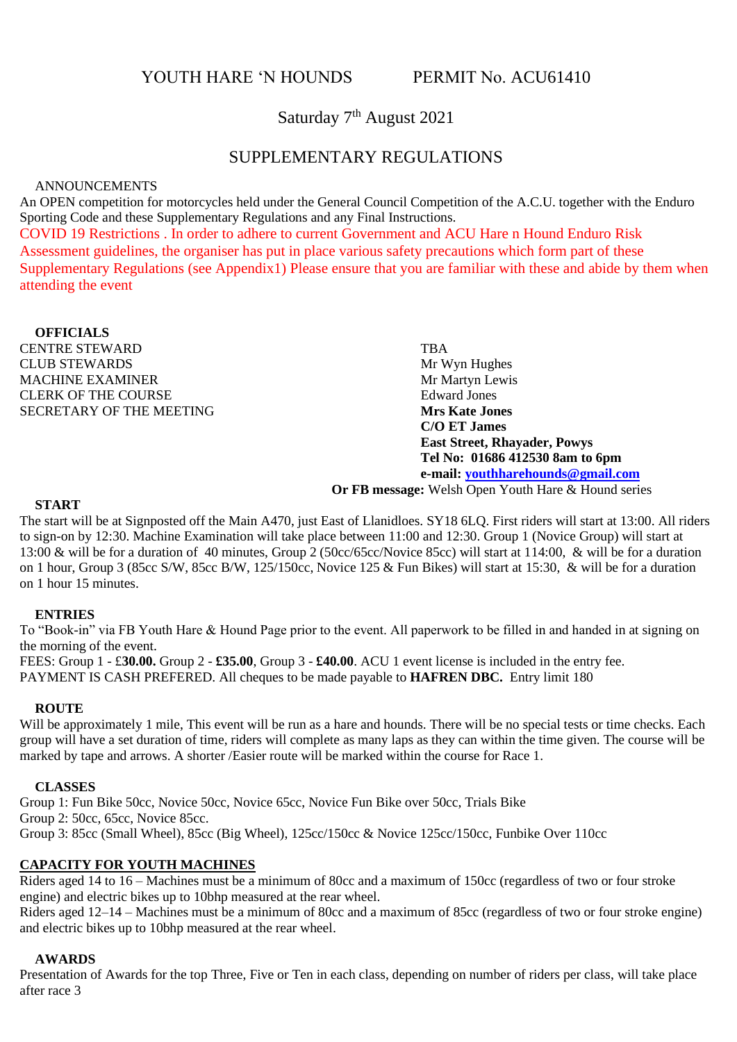# YOUTH HARE 'N HOUNDS PERMIT No. ACU61410

## Saturday 7th August 2021

## SUPPLEMENTARY REGULATIONS

### ANNOUNCEMENTS

An OPEN competition for motorcycles held under the General Council Competition of the A.C.U. together with the Enduro Sporting Code and these Supplementary Regulations and any Final Instructions.

COVID 19 Restrictions . In order to adhere to current Government and ACU Hare n Hound Enduro Risk Assessment guidelines, the organiser has put in place various safety precautions which form part of these Supplementary Regulations (see Appendix1) Please ensure that you are familiar with these and abide by them when attending the event

### OFFICIALS

| | |
|---|---|
| CENTRE STEWARD | TBA |
| CLUB STEWARDS | Mr Wyn Hughes |
| MACHINE EXAMINER | Mr Martyn Lewis |
| CLERK OF THE COURSE | Edward Jones |
| SECRETARY OF THE MEETING | **Mrs Kate Jones**<br>**C/O ET James**<br>**East Street, Rhayader, Powys**<br>**Tel No: 01686 412530 8am to 6pm**<br>**e-mail: youthharehounds@gmail.com**<br>**Or FB message:** Welsh Open Youth Hare & Hound series |

### START

The start will be at Signposted off the Main A470, just East of Llanidloes. SY18 6LQ. First riders will start at 13:00. All riders to sign-on by 12:30. Machine Examination will take place between 11:00 and 12:30. Group 1 (Novice Group) will start at 13:00 & will be for a duration of 40 minutes, Group 2 (50cc/65cc/Novice 85cc) will start at 114:00, & will be for a duration on 1 hour, Group 3 (85cc S/W, 85cc B/W, 125/150cc, Novice 125 & Fun Bikes) will start at 15:30, & will be for a duration on 1 hour 15 minutes.

### ENTRIES

To "Book-in" via FB Youth Hare & Hound Page prior to the event. All paperwork to be filled in and handed in at signing on the morning of the event.

FEES: Group 1 - £**30.00.** Group 2 - **£35.00**, Group 3 - **£40.00**. ACU 1 event license is included in the entry fee.

PAYMENT IS CASH PREFERED. All cheques to be made payable to **HAFREN DBC.** Entry limit 180

### ROUTE

Will be approximately 1 mile, This event will be run as a hare and hounds. There will be no special tests or time checks. Each group will have a set duration of time, riders will complete as many laps as they can within the time given. The course will be marked by tape and arrows. A shorter /Easier route will be marked within the course for Race 1.

### CLASSES

Group 1: Fun Bike 50cc, Novice 50cc, Novice 65cc, Novice Fun Bike over 50cc, Trials Bike
Group 2: 50cc, 65cc, Novice 85cc.
Group 3: 85cc (Small Wheel), 85cc (Big Wheel), 125cc/150cc & Novice 125cc/150cc, Funbike Over 110cc

### CAPACITY FOR YOUTH MACHINES

Riders aged 14 to 16 – Machines must be a minimum of 80cc and a maximum of 150cc (regardless of two or four stroke engine) and electric bikes up to 10bhp measured at the rear wheel.

Riders aged 12–14 – Machines must be a minimum of 80cc and a maximum of 85cc (regardless of two or four stroke engine) and electric bikes up to 10bhp measured at the rear wheel.

### AWARDS

Presentation of Awards for the top Three, Five or Ten in each class, depending on number of riders per class, will take place after race 3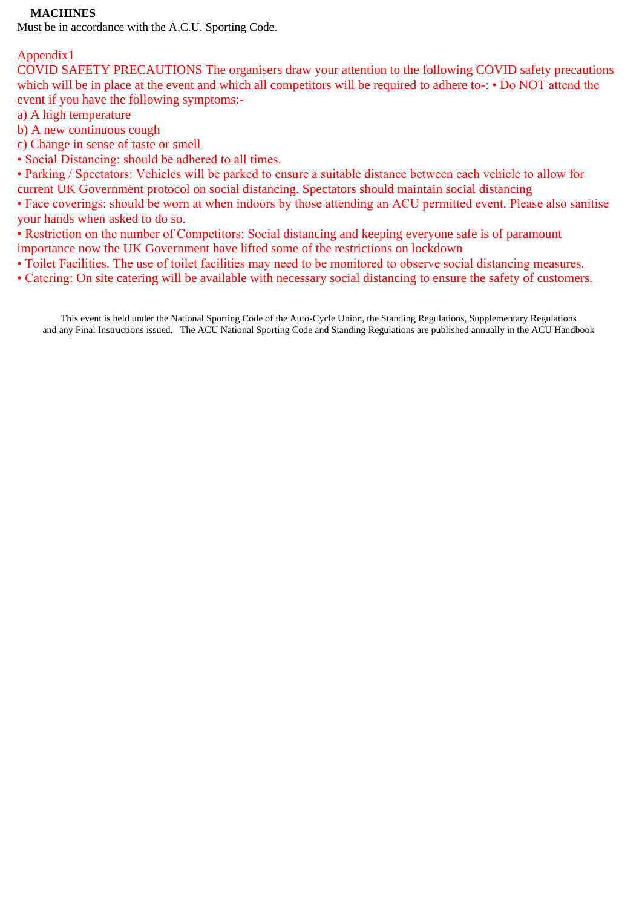**MACHINES**

Must be in accordance with the A.C.U. Sporting Code.

Appendix1

COVID SAFETY PRECAUTIONS The organisers draw your attention to the following COVID safety precautions which will be in place at the event and which all competitors will be required to adhere to-: • Do NOT attend the event if you have the following symptoms:-

a) A high temperature
b) A new continuous cough
c) Change in sense of taste or smell

• Social Distancing: should be adhered to all times.
• Parking / Spectators: Vehicles will be parked to ensure a suitable distance between each vehicle to allow for current UK Government protocol on social distancing. Spectators should maintain social distancing
• Face coverings: should be worn at when indoors by those attending an ACU permitted event. Please also sanitise your hands when asked to do so.
• Restriction on the number of Competitors: Social distancing and keeping everyone safe is of paramount importance now the UK Government have lifted some of the restrictions on lockdown
• Toilet Facilities. The use of toilet facilities may need to be monitored to observe social distancing measures.
• Catering: On site catering will be available with necessary social distancing to ensure the safety of customers.

This event is held under the National Sporting Code of the Auto-Cycle Union, the Standing Regulations, Supplementary Regulations and any Final Instructions issued. The ACU National Sporting Code and Standing Regulations are published annually in the ACU Handbook